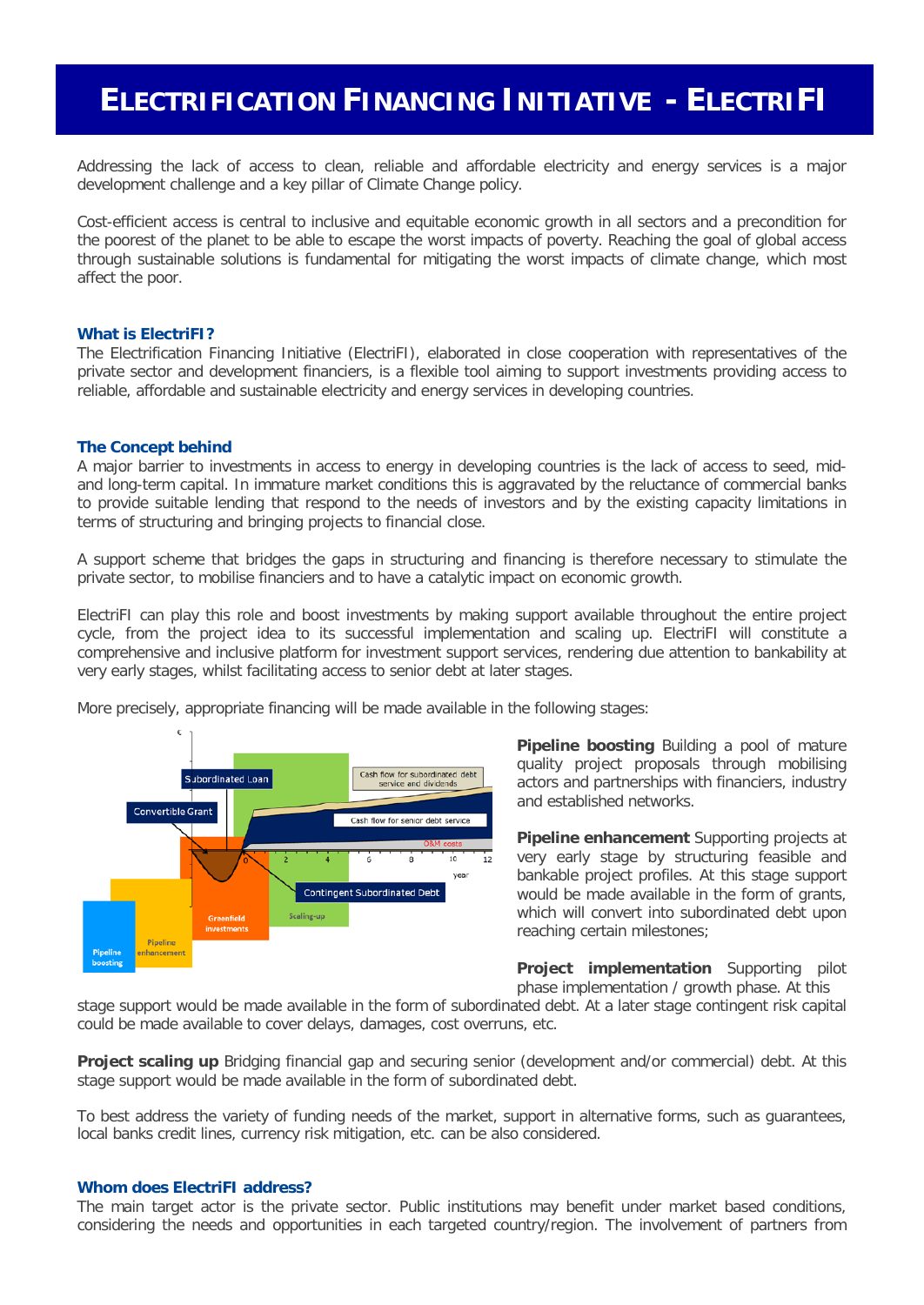# ELECTRIFICATION FINANCING INITIATIVE - ELECTRIFI

Addressing the lack of access to clean, reliable and affordable electricity and energy services is a major development challenge and a key pillar of Climate Change policy.

Cost-efficient access is central to inclusive and equitable economic growth in all sectors and a precondition for the poorest of the planet to be able to escape the worst impacts of poverty. Reaching the goal of global access through sustainable solutions is fundamental for mitigating the worst impacts of climate change, which most affect the poor.

### What is ElectriFI?

The Electrification Financing Initiative (ElectriFI), elaborated in close cooperation with representatives of the private sector and development financiers, is a flexible tool aiming to support investments providing access to reliable, affordable and sustainable electricity and energy services in developing countries.

### The Concept behind

A major barrier to investments in access to energy in developing countries is the lack of access to seed, mid- and long-term capital. In immature market conditions this is aggravated by the reluctance of commercial banks to provide suitable lending that respond to the needs of investors and by the existing capacity limitations in terms of structuring and bringing projects to financial close.

A support scheme that bridges the gaps in structuring and financing is therefore necessary to stimulate the private sector, to mobilise financiers and to have a catalytic impact on economic growth.

ElectriFI can play this role and boost investments by making support available throughout the entire project cycle, from the project idea to its successful implementation and scaling up. ElectriFI will constitute a comprehensive and inclusive platform for investment support services, rendering due attention to bankability at very early stages, whilst facilitating access to senior debt at later stages.

More precisely, appropriate financing will be made available in the following stages:

**Pipeline boosting** Building a pool of mature quality project proposals through mobilising actors and partnerships with financiers, industry and established networks.

**Pipeline enhancement** Supporting projects at very early stage by structuring feasible and bankable project profiles. At this stage support would be made available in the form of grants, which will convert into subordinated debt upon reaching certain milestones;

**Project implementation** Supporting pilot phase implementation / growth phase. At this stage support would be made available in the form of subordinated debt. At a later stage contingent risk capital could be made available to cover delays, damages, cost overruns, etc.

**Project scaling up** Bridging financial gap and securing senior (development and/or commercial) debt. At this stage support would be made available in the form of subordinated debt.

To best address the variety of funding needs of the market, support in alternative forms, such as guarantees, local banks credit lines, currency risk mitigation, etc. can be also considered.

### Whom does ElectriFI address?

The main target actor is the private sector. Public institutions may benefit under market based conditions, considering the needs and opportunities in each targeted country/region. The involvement of partners from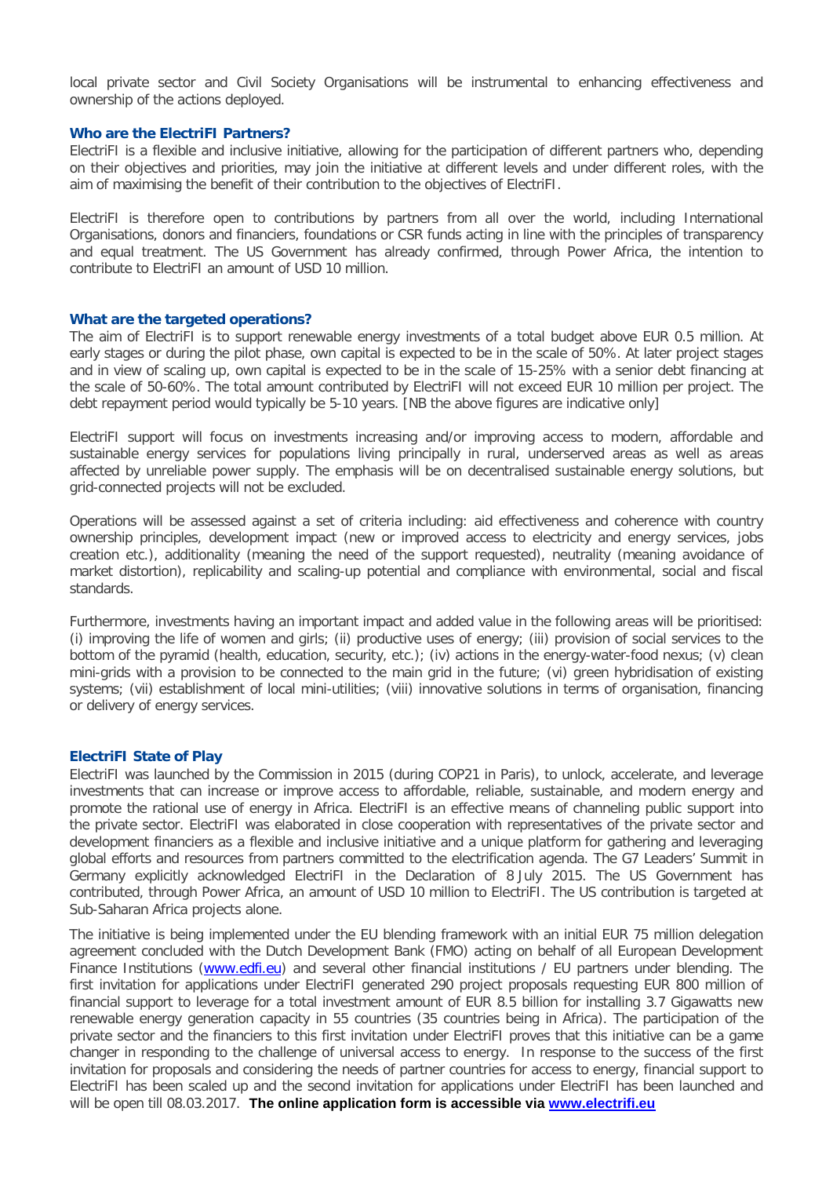local private sector and Civil Society Organisations will be instrumental to enhancing effectiveness and ownership of the actions deployed.

### Who are the ElectriFI Partners?

ElectriFI is a flexible and inclusive initiative, allowing for the participation of different partners who, depending on their objectives and priorities, may join the initiative at different levels and under different roles, with the aim of maximising the benefit of their contribution to the objectives of ElectriFI.

ElectriFI is therefore open to contributions by partners from all over the world, including International Organisations, donors and financiers, foundations or CSR funds acting in line with the principles of transparency and equal treatment. The US Government has already confirmed, through Power Africa, the intention to contribute to ElectriFI an amount of USD 10 million.

### What are the targeted operations?

The aim of ElectriFI is to support renewable energy investments of a total budget above EUR 0.5 million. At early stages or during the pilot phase, own capital is expected to be in the scale of 50%. At later project stages and in view of scaling up, own capital is expected to be in the scale of 15-25% with a senior debt financing at the scale of 50-60%. The total amount contributed by ElectriFI will not exceed EUR 10 million per project. The debt repayment period would typically be 5-10 years. [NB the above figures are indicative only]

ElectriFI support will focus on investments increasing and/or improving access to modern, affordable and sustainable energy services for populations living principally in rural, underserved areas as well as areas affected by unreliable power supply. The emphasis will be on decentralised sustainable energy solutions, but grid-connected projects will not be excluded.

Operations will be assessed against a set of criteria including: aid effectiveness and coherence with country ownership principles, development impact (new or improved access to electricity and energy services, jobs creation etc.), additionality (meaning the need of the support requested), neutrality (meaning avoidance of market distortion), replicability and scaling-up potential and compliance with environmental, social and fiscal standards.

Furthermore, investments having an important impact and added value in the following areas will be prioritised: (i) improving the life of women and girls; (ii) productive uses of energy; (iii) provision of social services to the bottom of the pyramid (health, education, security, etc.); (iv) actions in the energy-water-food nexus; (v) clean mini-grids with a provision to be connected to the main grid in the future; (vi) green hybridisation of existing systems; (vii) establishment of local mini-utilities; (viii) innovative solutions in terms of organisation, financing or delivery of energy services.

### ElectriFI State of Play

ElectriFI was launched by the Commission in 2015 (during COP21 in Paris), to unlock, accelerate, and leverage investments that can increase or improve access to affordable, reliable, sustainable, and modern energy and promote the rational use of energy in Africa. ElectriFI is an effective means of channeling public support into the private sector. ElectriFI was elaborated in close cooperation with representatives of the private sector and development financiers as a flexible and inclusive initiative and a unique platform for gathering and leveraging global efforts and resources from partners committed to the electrification agenda. The G7 Leaders' Summit in Germany explicitly acknowledged ElectriFI in the Declaration of 8 July 2015. The US Government has contributed, through Power Africa, an amount of USD 10 million to ElectriFI. The US contribution is targeted at Sub-Saharan Africa projects alone.

The initiative is being implemented under the EU blending framework with an initial EUR 75 million delegation agreement concluded with the Dutch Development Bank (FMO) acting on behalf of all European Development Finance Institutions (www.edfi.eu) and several other financial institutions / EU partners under blending. The first invitation for applications under ElectriFI generated 290 project proposals requesting EUR 800 million of financial support to leverage for a total investment amount of EUR 8.5 billion for installing 3.7 Gigawatts new renewable energy generation capacity in 55 countries (35 countries being in Africa). The participation of the private sector and the financiers to this first invitation under ElectriFI proves that this initiative can be a game changer in responding to the challenge of universal access to energy. In response to the success of the first invitation for proposals and considering the needs of partner countries for access to energy, financial support to ElectriFI has been scaled up and the second invitation for applications under ElectriFI has been launched and will be open till 08.03.2017. **The online application form is accessible via www.electrifi.eu**